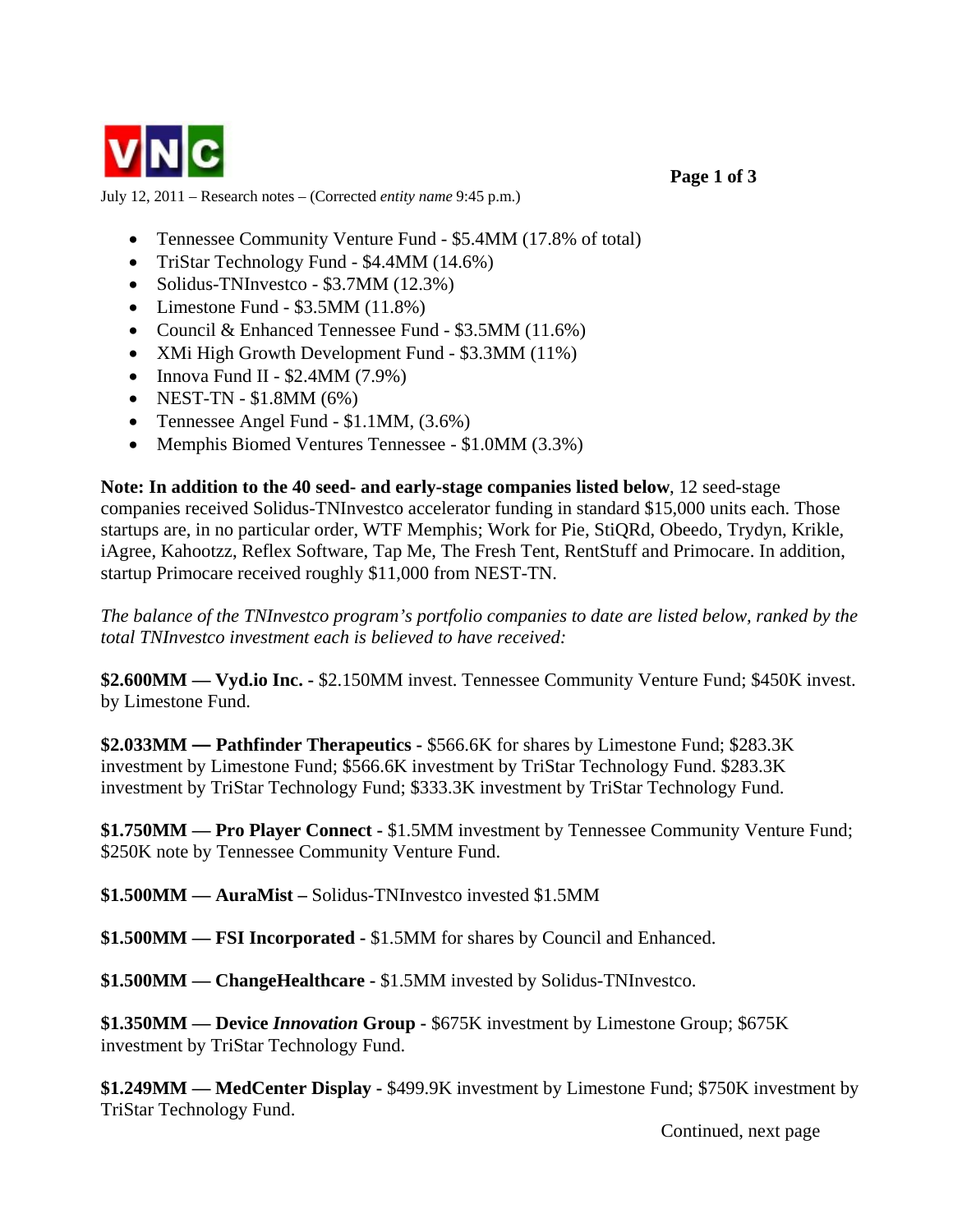VNC

July 12, 2011 – Research notes – (Corrected *entity name* 9:45 p.m.)

- Tennessee Community Venture Fund - $5.4MM (17.8% of total)
- TriStar Technology Fund - $4.4MM (14.6%)
- Solidus-TNInvestco - $3.7MM (12.3%)
- Limestone Fund - $3.5MM (11.8%)
- Council & Enhanced Tennessee Fund - $3.5MM (11.6%)
- XMi High Growth Development Fund - $3.3MM (11%)
- Innova Fund II - $2.4MM (7.9%)
- NEST-TN - $1.8MM (6%)
- Tennessee Angel Fund - $1.1MM, (3.6%)
- Memphis Biomed Ventures Tennessee - $1.0MM (3.3%)

**Note: In addition to the 40 seed- and early-stage companies listed below**, 12 seed-stage companies received Solidus-TNInvestco accelerator funding in standard $15,000 units each. Those startups are, in no particular order, WTF Memphis; Work for Pie, StiQRd, Obeedo, Trydyn, Krikle, iAgree, Kahootzz, Reflex Software, Tap Me, The Fresh Tent, RentStuff and Primocare. In addition, startup Primocare received roughly $11,000 from NEST-TN.

*The balance of the TNInvestco program's portfolio companies to date are listed below, ranked by the total TNInvestco investment each is believed to have received:*

**$2.600MM — Vyd.io Inc. -** $2.150MM invest. Tennessee Community Venture Fund; $450K invest. by Limestone Fund.

**$2.033MM — Pathfinder Therapeutics -** $566.6K for shares by Limestone Fund; $283.3K investment by Limestone Fund; $566.6K investment by TriStar Technology Fund. $283.3K investment by TriStar Technology Fund; $333.3K investment by TriStar Technology Fund.

**$1.750MM — Pro Player Connect -** $1.5MM investment by Tennessee Community Venture Fund; $250K note by Tennessee Community Venture Fund.

**$1.500MM — AuraMist –** Solidus-TNInvestco invested $1.5MM

**$1.500MM — FSI Incorporated -** $1.5MM for shares by Council and Enhanced.

**$1.500MM — ChangeHealthcare -** $1.5MM invested by Solidus-TNInvestco.

**$1.350MM — Device *Innovation* Group -** $675K investment by Limestone Group; $675K investment by TriStar Technology Fund.

**$1.249MM — MedCenter Display -** $499.9K investment by Limestone Fund; $750K investment by TriStar Technology Fund.

Continued, next page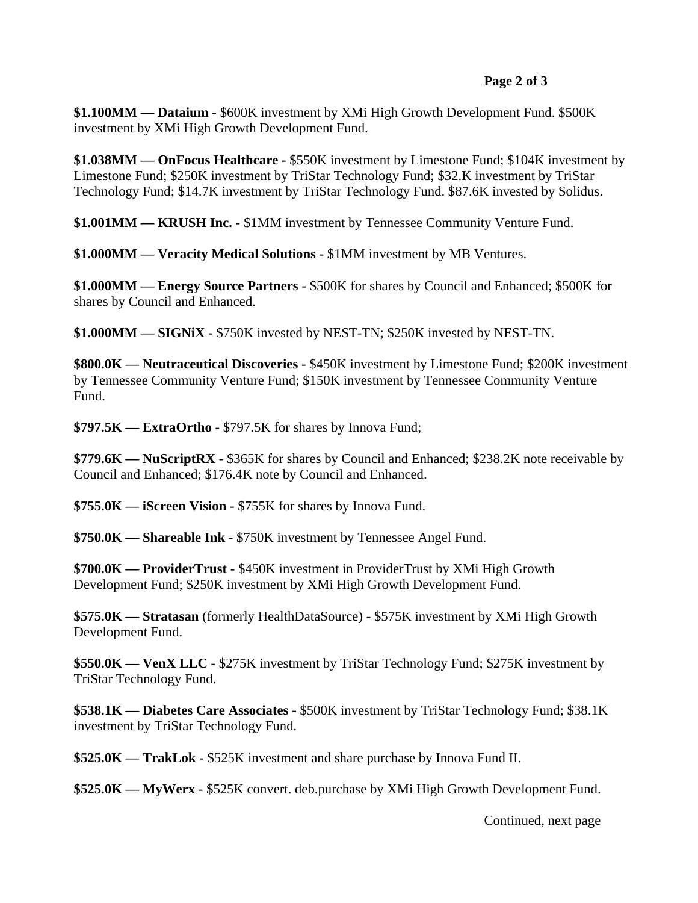**$1.100MM — Dataium -** $600K investment by XMi High Growth Development Fund. $500K investment by XMi High Growth Development Fund.

**$1.038MM — OnFocus Healthcare -** $550K investment by Limestone Fund; $104K investment by Limestone Fund; $250K investment by TriStar Technology Fund; $32.K investment by TriStar Technology Fund; $14.7K investment by TriStar Technology Fund. $87.6K invested by Solidus.

**$1.001MM — KRUSH Inc. -** $1MM investment by Tennessee Community Venture Fund.

**$1.000MM — Veracity Medical Solutions -** $1MM investment by MB Ventures.

**$1.000MM — Energy Source Partners -** $500K for shares by Council and Enhanced; $500K for shares by Council and Enhanced.

**$1.000MM — SIGNiX -** $750K invested by NEST-TN; $250K invested by NEST-TN.

**$800.0K — Neutraceutical Discoveries -** $450K investment by Limestone Fund; $200K investment by Tennessee Community Venture Fund; $150K investment by Tennessee Community Venture Fund.

**$797.5K — ExtraOrtho -** $797.5K for shares by Innova Fund;

**$779.6K — NuScriptRX** - $365K for shares by Council and Enhanced; $238.2K note receivable by Council and Enhanced; $176.4K note by Council and Enhanced.

**$755.0K — iScreen Vision -** $755K for shares by Innova Fund.

**$750.0K — Shareable Ink -** $750K investment by Tennessee Angel Fund.

**$700.0K — ProviderTrust -** $450K investment in ProviderTrust by XMi High Growth Development Fund; $250K investment by XMi High Growth Development Fund.

**$575.0K — Stratasan** (formerly HealthDataSource) - $575K investment by XMi High Growth Development Fund.

**$550.0K — VenX LLC -** $275K investment by TriStar Technology Fund; $275K investment by TriStar Technology Fund.

**$538.1K — Diabetes Care Associates -** $500K investment by TriStar Technology Fund; $38.1K investment by TriStar Technology Fund.

**$525.0K — TrakLok -** $525K investment and share purchase by Innova Fund II.

**$525.0K — MyWerx -** $525K convert. deb.purchase by XMi High Growth Development Fund.

Continued, next page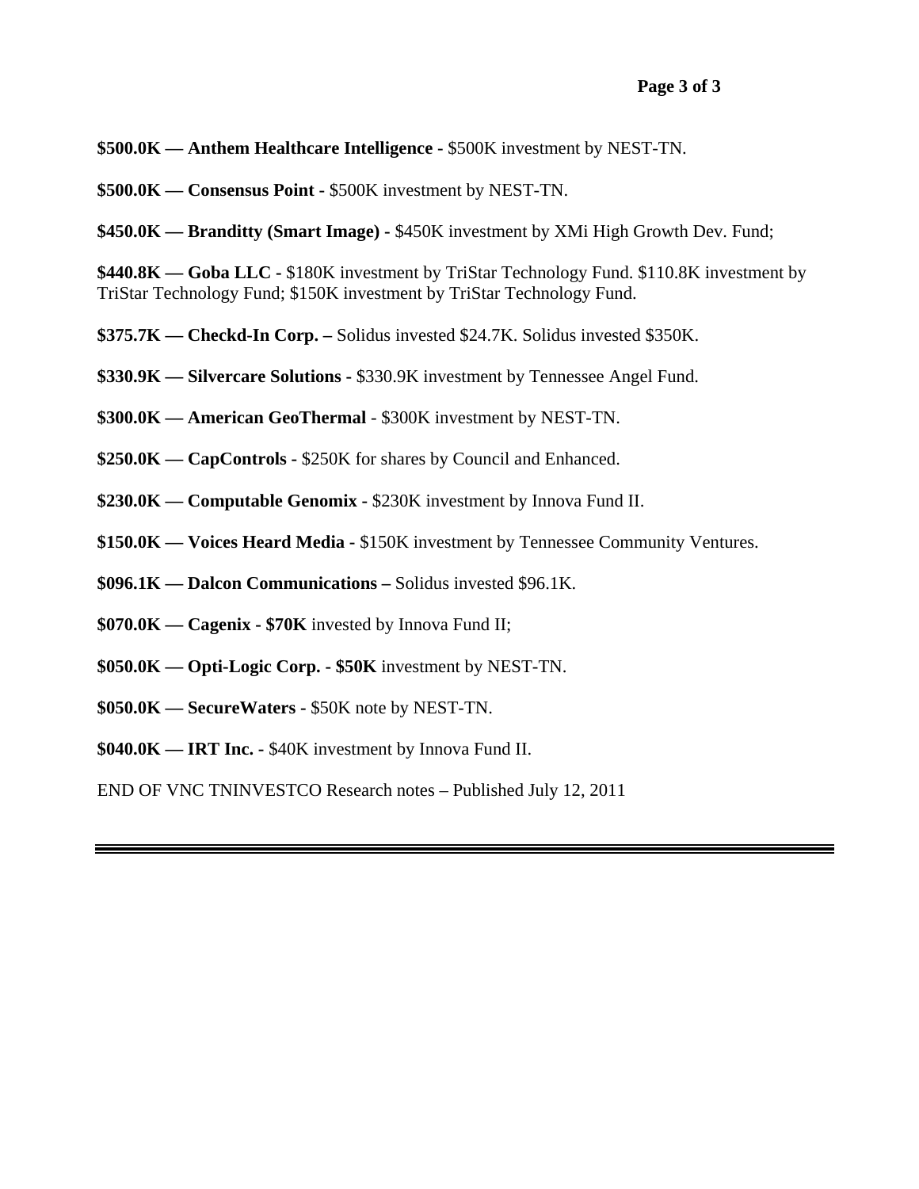**$500.0K — Anthem Healthcare Intelligence -** $500K investment by NEST-TN.

**$500.0K — Consensus Point -** $500K investment by NEST-TN.

**$450.0K — Branditty (Smart Image) -** $450K investment by XMi High Growth Dev. Fund;

**$440.8K — Goba LLC -** $180K investment by TriStar Technology Fund. $110.8K investment by TriStar Technology Fund; $150K investment by TriStar Technology Fund.

**$375.7K — Checkd-In Corp. –** Solidus invested $24.7K. Solidus invested $350K.

**$330.9K — Silvercare Solutions -** $330.9K investment by Tennessee Angel Fund.

**$300.0K — American GeoThermal** - $300K investment by NEST-TN.

**$250.0K — CapControls -** $250K for shares by Council and Enhanced.

**$230.0K — Computable Genomix -** $230K investment by Innova Fund II.

**$150.0K — Voices Heard Media -** $150K investment by Tennessee Community Ventures.

**$096.1K — Dalcon Communications –** Solidus invested $96.1K.

**$070.0K — Cagenix - $70K** invested by Innova Fund II;

**$050.0K — Opti-Logic Corp. - $50K** investment by NEST-TN.

**$050.0K — SecureWaters -** $50K note by NEST-TN.

**$040.0K — IRT Inc. -** $40K investment by Innova Fund II.

END OF VNC TNINVESTCO Research notes – Published July 12, 2011

---